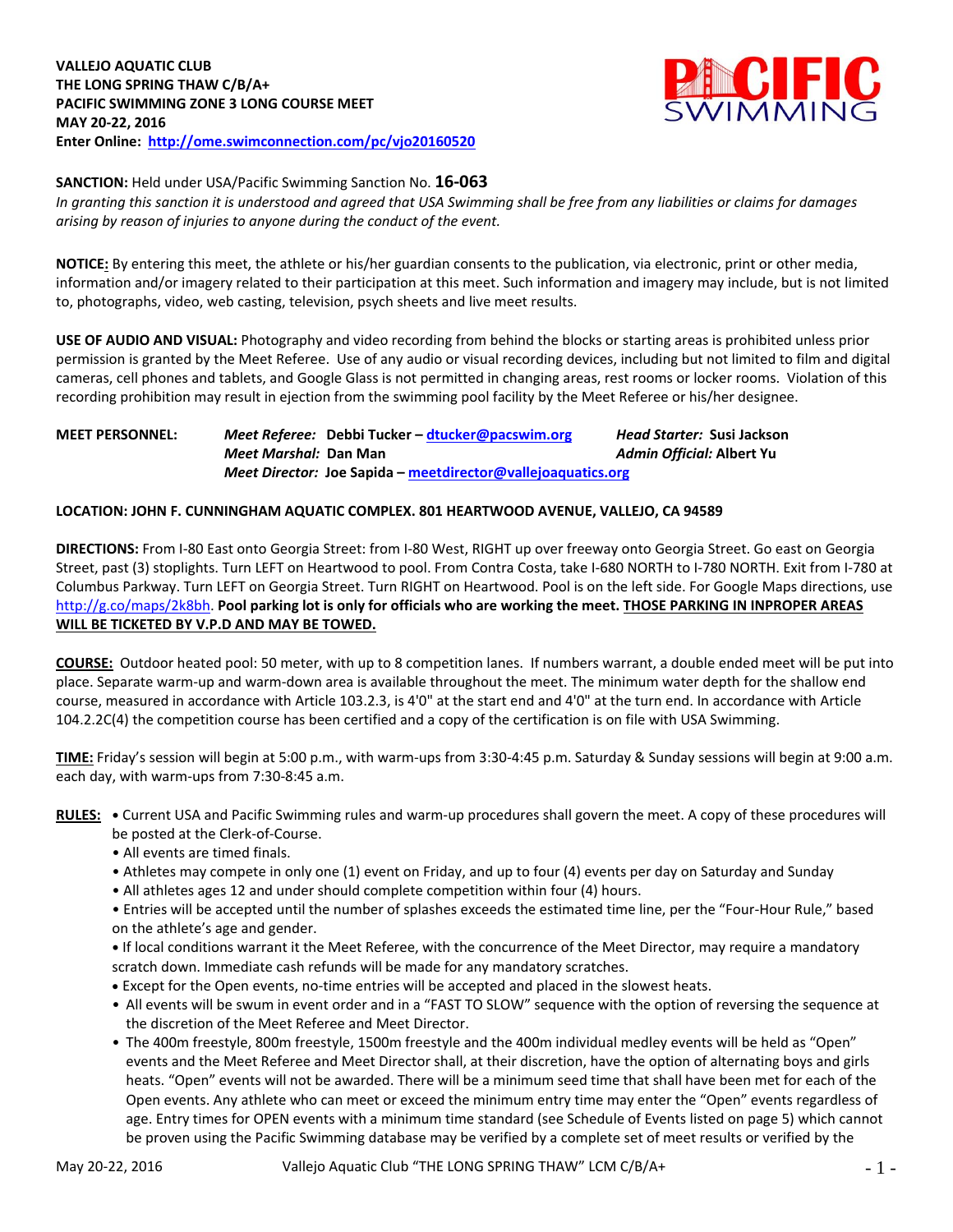**VALLEJO AQUATIC CLUB**
**THE LONG SPRING THAW C/B/A+**
**PACIFIC SWIMMING ZONE 3 LONG COURSE MEET**
**MAY 20-22, 2016**
**Enter Online: http://ome.swimconnection.com/pc/vjo20160520**

**SANCTION:** Held under USA/Pacific Swimming Sanction No. **16-063**
*In granting this sanction it is understood and agreed that USA Swimming shall be free from any liabilities or claims for damages arising by reason of injuries to anyone during the conduct of the event.*

**NOTICE:** By entering this meet, the athlete or his/her guardian consents to the publication, via electronic, print or other media, information and/or imagery related to their participation at this meet. Such information and imagery may include, but is not limited to, photographs, video, web casting, television, psych sheets and live meet results.

**USE OF AUDIO AND VISUAL:** Photography and video recording from behind the blocks or starting areas is prohibited unless prior permission is granted by the Meet Referee. Use of any audio or visual recording devices, including but not limited to film and digital cameras, cell phones and tablets, and Google Glass is not permitted in changing areas, rest rooms or locker rooms. Violation of this recording prohibition may result in ejection from the swimming pool facility by the Meet Referee or his/her designee.

**MEET PERSONNEL:**
*Meet Referee:* **Debbi Tucker – dtucker@pacswim.org**
*Head Starter:* **Susi Jackson**
*Meet Marshal:* **Dan Man**
*Admin Official:* **Albert Yu**
*Meet Director:* **Joe Sapida – meetdirector@vallejoaquatics.org**

**LOCATION: JOHN F. CUNNINGHAM AQUATIC COMPLEX. 801 HEARTWOOD AVENUE, VALLEJO, CA 94589**

**DIRECTIONS:** From I-80 East onto Georgia Street: from I-80 West, RIGHT up over freeway onto Georgia Street. Go east on Georgia Street, past (3) stoplights. Turn LEFT on Heartwood to pool. From Contra Costa, take I-680 NORTH to I-780 NORTH. Exit from I-780 at Columbus Parkway. Turn LEFT on Georgia Street. Turn RIGHT on Heartwood. Pool is on the left side. For Google Maps directions, use http://g.co/maps/2k8bh. **Pool parking lot is only for officials who are working the meet. THOSE PARKING IN INPROPER AREAS WILL BE TICKETED BY V.P.D AND MAY BE TOWED.**

**COURSE:** Outdoor heated pool: 50 meter, with up to 8 competition lanes. If numbers warrant, a double ended meet will be put into place. Separate warm-up and warm-down area is available throughout the meet. The minimum water depth for the shallow end course, measured in accordance with Article 103.2.3, is 4'0" at the start end and 4'0" at the turn end. In accordance with Article 104.2.2C(4) the competition course has been certified and a copy of the certification is on file with USA Swimming.

**TIME:** Friday's session will begin at 5:00 p.m., with warm-ups from 3:30-4:45 p.m. Saturday & Sunday sessions will begin at 9:00 a.m. each day, with warm-ups from 7:30-8:45 a.m.

**RULES:**
- Current USA and Pacific Swimming rules and warm-up procedures shall govern the meet. A copy of these procedures will be posted at the Clerk-of-Course.
- All events are timed finals.
- Athletes may compete in only one (1) event on Friday, and up to four (4) events per day on Saturday and Sunday
- All athletes ages 12 and under should complete competition within four (4) hours.
- Entries will be accepted until the number of splashes exceeds the estimated time line, per the "Four-Hour Rule," based on the athlete's age and gender.
- If local conditions warrant it the Meet Referee, with the concurrence of the Meet Director, may require a mandatory scratch down. Immediate cash refunds will be made for any mandatory scratches.
- Except for the Open events, no-time entries will be accepted and placed in the slowest heats.
- All events will be swum in event order and in a "FAST TO SLOW" sequence with the option of reversing the sequence at the discretion of the Meet Referee and Meet Director.
- The 400m freestyle, 800m freestyle, 1500m freestyle and the 400m individual medley events will be held as "Open" events and the Meet Referee and Meet Director shall, at their discretion, have the option of alternating boys and girls heats. "Open" events will not be awarded. There will be a minimum seed time that shall have been met for each of the Open events. Any athlete who can meet or exceed the minimum entry time may enter the "Open" events regardless of age. Entry times for OPEN events with a minimum time standard (see Schedule of Events listed on page 5) which cannot be proven using the Pacific Swimming database may be verified by a complete set of meet results or verified by the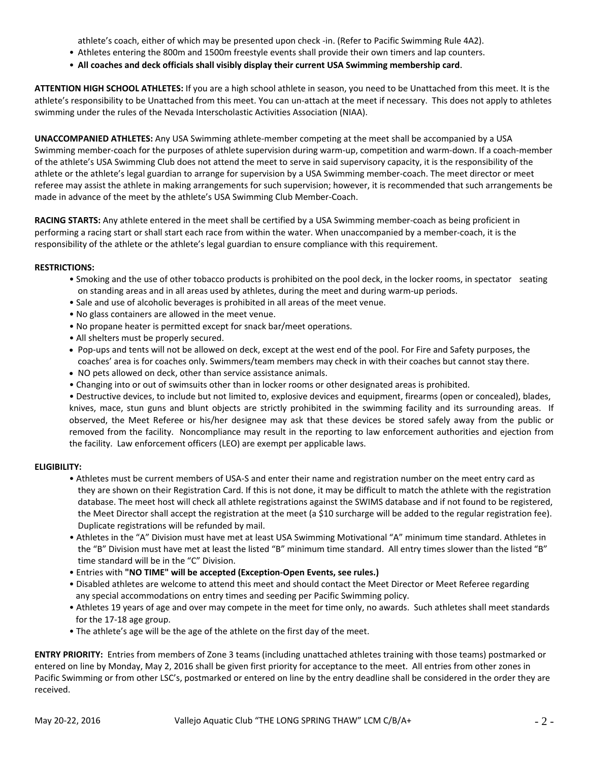athlete's coach, either of which may be presented upon check -in. (Refer to Pacific Swimming Rule 4A2).

- Athletes entering the 800m and 1500m freestyle events shall provide their own timers and lap counters.
- **All coaches and deck officials shall visibly display their current USA Swimming membership card**.

**ATTENTION HIGH SCHOOL ATHLETES:** If you are a high school athlete in season, you need to be Unattached from this meet. It is the athlete's responsibility to be Unattached from this meet. You can un-attach at the meet if necessary. This does not apply to athletes swimming under the rules of the Nevada Interscholastic Activities Association (NIAA).

**UNACCOMPANIED ATHLETES:** Any USA Swimming athlete-member competing at the meet shall be accompanied by a USA Swimming member-coach for the purposes of athlete supervision during warm-up, competition and warm-down. If a coach-member of the athlete's USA Swimming Club does not attend the meet to serve in said supervisory capacity, it is the responsibility of the athlete or the athlete's legal guardian to arrange for supervision by a USA Swimming member-coach. The meet director or meet referee may assist the athlete in making arrangements for such supervision; however, it is recommended that such arrangements be made in advance of the meet by the athlete's USA Swimming Club Member-Coach.

**RACING STARTS:** Any athlete entered in the meet shall be certified by a USA Swimming member-coach as being proficient in performing a racing start or shall start each race from within the water. When unaccompanied by a member-coach, it is the responsibility of the athlete or the athlete's legal guardian to ensure compliance with this requirement.

**RESTRICTIONS:**

- Smoking and the use of other tobacco products is prohibited on the pool deck, in the locker rooms, in spectator seating on standing areas and in all areas used by athletes, during the meet and during warm-up periods.
- Sale and use of alcoholic beverages is prohibited in all areas of the meet venue.
- No glass containers are allowed in the meet venue.
- No propane heater is permitted except for snack bar/meet operations.
- All shelters must be properly secured.
- Pop-ups and tents will not be allowed on deck, except at the west end of the pool. For Fire and Safety purposes, the coaches' area is for coaches only. Swimmers/team members may check in with their coaches but cannot stay there.
- NO pets allowed on deck, other than service assistance animals.
- Changing into or out of swimsuits other than in locker rooms or other designated areas is prohibited.
- Destructive devices, to include but not limited to, explosive devices and equipment, firearms (open or concealed), blades, knives, mace, stun guns and blunt objects are strictly prohibited in the swimming facility and its surrounding areas. If observed, the Meet Referee or his/her designee may ask that these devices be stored safely away from the public or removed from the facility. Noncompliance may result in the reporting to law enforcement authorities and ejection from the facility. Law enforcement officers (LEO) are exempt per applicable laws.

**ELIGIBILITY:**

- Athletes must be current members of USA-S and enter their name and registration number on the meet entry card as they are shown on their Registration Card. If this is not done, it may be difficult to match the athlete with the registration database. The meet host will check all athlete registrations against the SWIMS database and if not found to be registered, the Meet Director shall accept the registration at the meet (a $10 surcharge will be added to the regular registration fee). Duplicate registrations will be refunded by mail.
- Athletes in the "A" Division must have met at least USA Swimming Motivational "A" minimum time standard. Athletes in the "B" Division must have met at least the listed "B" minimum time standard. All entry times slower than the listed "B" time standard will be in the "C" Division.
- Entries with **"NO TIME" will be accepted (Exception-Open Events, see rules.)**
- Disabled athletes are welcome to attend this meet and should contact the Meet Director or Meet Referee regarding any special accommodations on entry times and seeding per Pacific Swimming policy.
- Athletes 19 years of age and over may compete in the meet for time only, no awards. Such athletes shall meet standards for the 17-18 age group.
- The athlete's age will be the age of the athlete on the first day of the meet.

**ENTRY PRIORITY:** Entries from members of Zone 3 teams (including unattached athletes training with those teams) postmarked or entered on line by Monday, May 2, 2016 shall be given first priority for acceptance to the meet. All entries from other zones in Pacific Swimming or from other LSC's, postmarked or entered on line by the entry deadline shall be considered in the order they are received.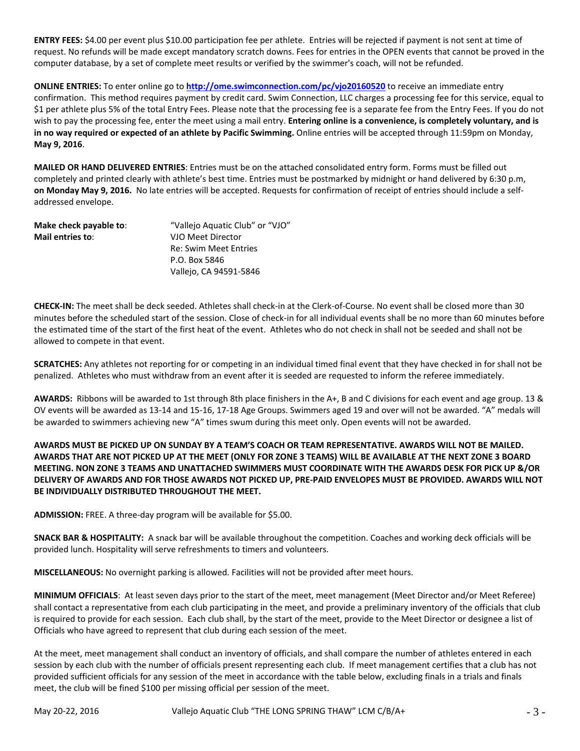**ENTRY FEES:** $4.00 per event plus $10.00 participation fee per athlete. Entries will be rejected if payment is not sent at time of request. No refunds will be made except mandatory scratch downs. Fees for entries in the OPEN events that cannot be proved in the computer database, by a set of complete meet results or verified by the swimmer's coach, will not be refunded.

**ONLINE ENTRIES:** To enter online go to **http://ome.swimconnection.com/pc/vjo20160520** to receive an immediate entry confirmation. This method requires payment by credit card. Swim Connection, LLC charges a processing fee for this service, equal to $1 per athlete plus 5% of the total Entry Fees. Please note that the processing fee is a separate fee from the Entry Fees. If you do not wish to pay the processing fee, enter the meet using a mail entry. **Entering online is a convenience, is completely voluntary, and is in no way required or expected of an athlete by Pacific Swimming.** Online entries will be accepted through 11:59pm on Monday, **May 9, 2016**.

**MAILED OR HAND DELIVERED ENTRIES**: Entries must be on the attached consolidated entry form. Forms must be filled out completely and printed clearly with athlete's best time. Entries must be postmarked by midnight or hand delivered by 6:30 p.m, **on Monday May 9, 2016.** No late entries will be accepted. Requests for confirmation of receipt of entries should include a self-addressed envelope.

**Make check payable to**: "Vallejo Aquatic Club" or "VJO"
**Mail entries to**: VJO Meet Director
Re: Swim Meet Entries
P.O. Box 5846
Vallejo, CA 94591-5846

**CHECK-IN:** The meet shall be deck seeded. Athletes shall check-in at the Clerk-of-Course. No event shall be closed more than 30 minutes before the scheduled start of the session. Close of check-in for all individual events shall be no more than 60 minutes before the estimated time of the start of the first heat of the event. Athletes who do not check in shall not be seeded and shall not be allowed to compete in that event.

**SCRATCHES:** Any athletes not reporting for or competing in an individual timed final event that they have checked in for shall not be penalized. Athletes who must withdraw from an event after it is seeded are requested to inform the referee immediately.

**AWARDS:** Ribbons will be awarded to 1st through 8th place finishers in the A+, B and C divisions for each event and age group. 13 & OV events will be awarded as 13-14 and 15-16, 17-18 Age Groups. Swimmers aged 19 and over will not be awarded. "A" medals will be awarded to swimmers achieving new "A" times swum during this meet only. Open events will not be awarded.

**AWARDS MUST BE PICKED UP ON SUNDAY BY A TEAM'S COACH OR TEAM REPRESENTATIVE. AWARDS WILL NOT BE MAILED. AWARDS THAT ARE NOT PICKED UP AT THE MEET (ONLY FOR ZONE 3 TEAMS) WILL BE AVAILABLE AT THE NEXT ZONE 3 BOARD MEETING. NON ZONE 3 TEAMS AND UNATTACHED SWIMMERS MUST COORDINATE WITH THE AWARDS DESK FOR PICK UP &/OR DELIVERY OF AWARDS AND FOR THOSE AWARDS NOT PICKED UP, PRE-PAID ENVELOPES MUST BE PROVIDED. AWARDS WILL NOT BE INDIVIDUALLY DISTRIBUTED THROUGHOUT THE MEET.**

**ADMISSION:** FREE. A three-day program will be available for $5.00.

**SNACK BAR & HOSPITALITY:** A snack bar will be available throughout the competition. Coaches and working deck officials will be provided lunch. Hospitality will serve refreshments to timers and volunteers.

**MISCELLANEOUS:** No overnight parking is allowed. Facilities will not be provided after meet hours.

**MINIMUM OFFICIALS**: At least seven days prior to the start of the meet, meet management (Meet Director and/or Meet Referee) shall contact a representative from each club participating in the meet, and provide a preliminary inventory of the officials that club is required to provide for each session. Each club shall, by the start of the meet, provide to the Meet Director or designee a list of Officials who have agreed to represent that club during each session of the meet.

At the meet, meet management shall conduct an inventory of officials, and shall compare the number of athletes entered in each session by each club with the number of officials present representing each club. If meet management certifies that a club has not provided sufficient officials for any session of the meet in accordance with the table below, excluding finals in a trials and finals meet, the club will be fined $100 per missing official per session of the meet.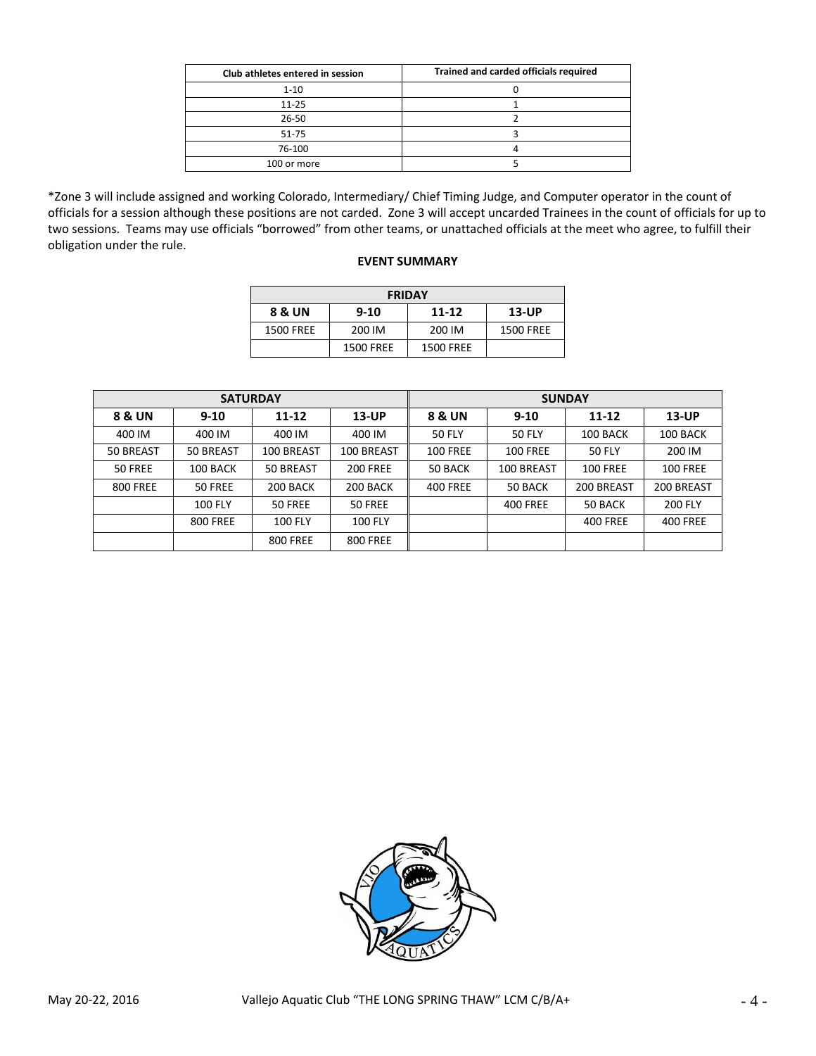| Club athletes entered in session | Trained and carded officials required |
| --- | --- |
| 1-10 | 0 |
| 11-25 | 1 |
| 26-50 | 2 |
| 51-75 | 3 |
| 76-100 | 4 |
| 100 or more | 5 |

*Zone 3 will include assigned and working Colorado, Intermediary/ Chief Timing Judge, and Computer operator in the count of officials for a session although these positions are not carded. Zone 3 will accept uncarded Trainees in the count of officials for up to two sessions. Teams may use officials "borrowed" from other teams, or unattached officials at the meet who agree, to fulfill their obligation under the rule.

**EVENT SUMMARY**

| FRIDAY | | | |
| --- | --- | --- | --- |
| **8 & UN** | **9-10** | **11-12** | **13-UP** |
| 1500 FREE | 200 IM | 200 IM | 1500 FREE |
| | 1500 FREE | 1500 FREE | |

| SATURDAY | | | | SUNDAY | | | |
| --- | --- | --- | --- | --- | --- | --- | --- |
| **8 & UN** | **9-10** | **11-12** | **13-UP** | **8 & UN** | **9-10** | **11-12** | **13-UP** |
| 400 IM | 400 IM | 400 IM | 400 IM | 50 FLY | 50 FLY | 100 BACK | 100 BACK |
| 50 BREAST | 50 BREAST | 100 BREAST | 100 BREAST | 100 FREE | 100 FREE | 50 FLY | 200 IM |
| 50 FREE | 100 BACK | 50 BREAST | 200 FREE | 50 BACK | 100 BREAST | 100 FREE | 100 FREE |
| 800 FREE | 50 FREE | 200 BACK | 200 BACK | 400 FREE | 50 BACK | 200 BREAST | 200 BREAST |
| | 100 FLY | 50 FREE | 50 FREE | | 400 FREE | 50 BACK | 200 FLY |
| | 800 FREE | 100 FLY | 100 FLY | | | 400 FREE | 400 FREE |
| | | 800 FREE | 800 FREE | | | | |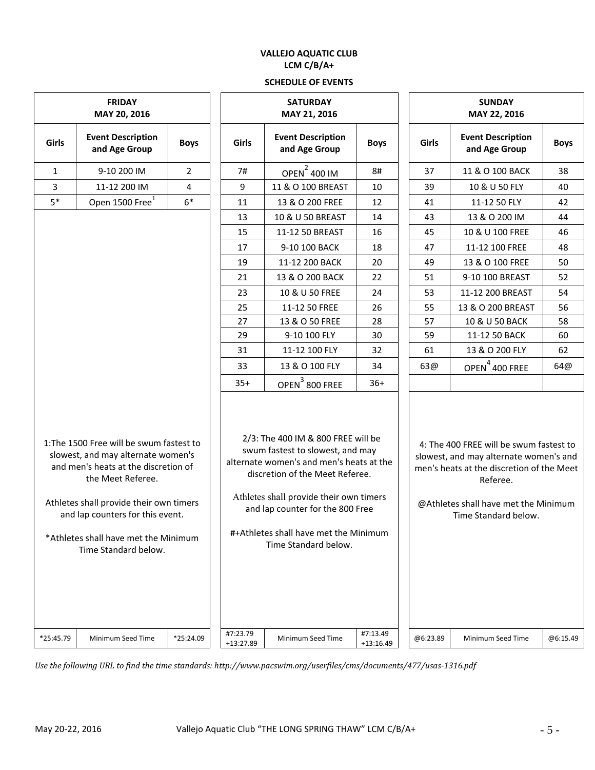**VALLEJO AQUATIC CLUB**
**LCM C/B/A+**

**SCHEDULE OF EVENTS**

### FRIDAY MAY 20, 2016

| Girls | Event Description and Age Group | Boys |
|---|---|---|
| 1 | 9-10 200 IM | 2 |
| 3 | 11-12 200 IM | 4 |
| 5* | Open 1500 Free[1] | 6* |
| *25:45.79 | Minimum Seed Time | *25:24.09 |

1:The 1500 Free will be swum fastest to slowest, and may alternate women's and men's heats at the discretion of the Meet Referee.

Athletes shall provide their own timers and lap counters for this event.

*Athletes shall have met the Minimum Time Standard below.

### SATURDAY MAY 21, 2016

| Girls | Event Description and Age Group | Boys |
|---|---|---|
| 7# | OPEN[2] 400 IM | 8# |
| 9 | 11 & O 100 BREAST | 10 |
| 11 | 13 & O 200 FREE | 12 |
| 13 | 10 & U 50 BREAST | 14 |
| 15 | 11-12 50 BREAST | 16 |
| 17 | 9-10 100 BACK | 18 |
| 19 | 11-12 200 BACK | 20 |
| 21 | 13 & O 200 BACK | 22 |
| 23 | 10 & U 50 FREE | 24 |
| 25 | 11-12 50 FREE | 26 |
| 27 | 13 & O 50 FREE | 28 |
| 29 | 9-10 100 FLY | 30 |
| 31 | 11-12 100 FLY | 32 |
| 33 | 13 & O 100 FLY | 34 |
| 35+ | OPEN[3] 800 FREE | 36+ |
| #7:23.79 +13:27.89 | Minimum Seed Time | #7:13.49 +13:16.49 |

2/3: The 400 IM & 800 FREE will be swum fastest to slowest, and may alternate women's and men's heats at the discretion of the Meet Referee.

Athletes shall provide their own timers and lap counter for the 800 Free

#+Athletes shall have met the Minimum Time Standard below.

### SUNDAY MAY 22, 2016

| Girls | Event Description and Age Group | Boys |
|---|---|---|
| 37 | 11 & O 100 BACK | 38 |
| 39 | 10 & U 50 FLY | 40 |
| 41 | 11-12 50 FLY | 42 |
| 43 | 13 & O 200 IM | 44 |
| 45 | 10 & U 100 FREE | 46 |
| 47 | 11-12 100 FREE | 48 |
| 49 | 13 & O 100 FREE | 50 |
| 51 | 9-10 100 BREAST | 52 |
| 53 | 11-12 200 BREAST | 54 |
| 55 | 13 & O 200 BREAST | 56 |
| 57 | 10 & U 50 BACK | 58 |
| 59 | 11-12 50 BACK | 60 |
| 61 | 13 & O 200 FLY | 62 |
| 63@ | OPEN[4] 400 FREE | 64@ |
| @6:23.89 | Minimum Seed Time | @6:15.49 |

4: The 400 FREE will be swum fastest to slowest, and may alternate women's and men's heats at the discretion of the Meet Referee.

@Athletes shall have met the Minimum Time Standard below.

*Use the following URL to find the time standards: http://www.pacswim.org/userfiles/cms/documents/477/usas-1316.pdf*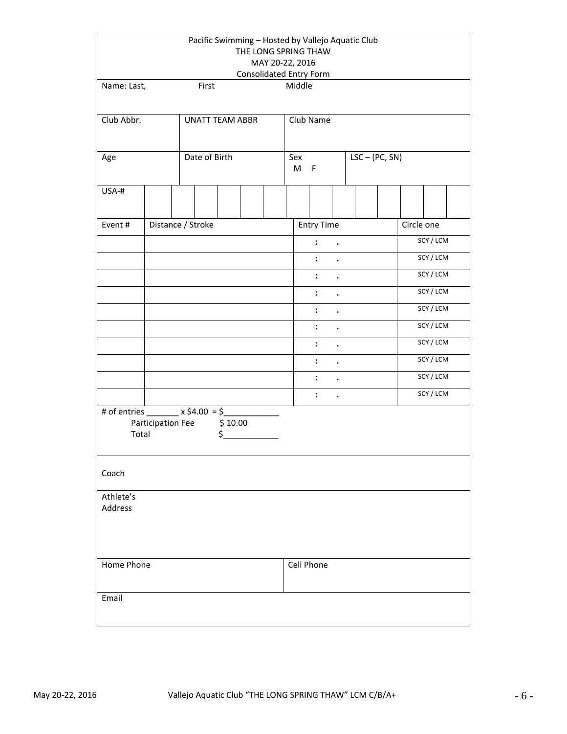Pacific Swimming – Hosted by Vallejo Aquatic Club
THE LONG SPRING THAW
MAY 20-22, 2016
Consolidated Entry Form

| | | |
|---|---|---|
| Name: Last, | First | Middle |

| | | |
|---|---|---|
| Club Abbr. | UNATT TEAM ABBR | Club Name |

| | | | |
|---|---|---|---|
| Age | Date of Birth | Sex M F | LSC – (PC, SN) |

| | | | | | | | | | | | | | | |
|---|---|---|---|---|---|---|---|---|---|---|---|---|---|---|
| USA-# | | | | | | | | | | | | | | |

| Event # | Distance / Stroke | Entry Time | Circle one |
|---|---|---|---|
| | | : . | SCY / LCM |
| | | : . | SCY / LCM |
| | | : . | SCY / LCM |
| | | : . | SCY / LCM |
| | | : . | SCY / LCM |
| | | : . | SCY / LCM |
| | | : . | SCY / LCM |
| | | : . | SCY / LCM |
| | | : . | SCY / LCM |
| | | : . | SCY / LCM |

# of entries _______ x $4.00 = $____________
Participation Fee $ 10.00
Total $____________

Coach

Athlete's Address

| | |
|---|---|
| Home Phone | Cell Phone |

Email